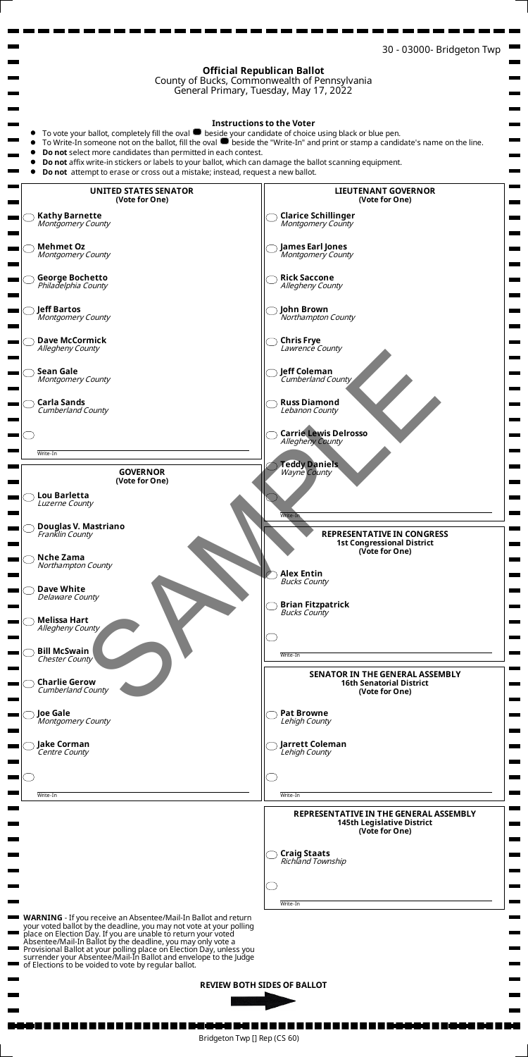30 - 03000- Bridgeton Twp

# Official Republican Ballot

County of Bucks, Commonwealth of Pennsylvania
General Primary, Tuesday, May 17, 2022

## Instructions to the Voter

- To vote your ballot, completely fill the oval beside your candidate of choice using black or blue pen.
- To Write-In someone not on the ballot, fill the oval beside the "Write-In" and print or stamp a candidate's name on the line.
- **Do not** select more candidates than permitted in each contest.
- **Do not** affix write-in stickers or labels to your ballot, which can damage the ballot scanning equipment.
- **Do not** attempt to erase or cross out a mistake; instead, request a new ballot.

### UNITED STATES SENATOR
(Vote for One)

- **Kathy Barnette** *Montgomery County*
- **Mehmet Oz** *Montgomery County*
- **George Bochetto** *Philadelphia County*
- **Jeff Bartos** *Montgomery County*
- **Dave McCormick** *Allegheny County*
- **Sean Gale** *Montgomery County*
- **Carla Sands** *Cumberland County*
- Write-In

### GOVERNOR
(Vote for One)

- **Lou Barletta** *Luzerne County*
- **Douglas V. Mastriano** *Franklin County*
- **Nche Zama** *Northampton County*
- **Dave White** *Delaware County*
- **Melissa Hart** *Allegheny County*
- **Bill McSwain** *Chester County*
- **Charlie Gerow** *Cumberland County*
- **Joe Gale** *Montgomery County*
- **Jake Corman** *Centre County*
- Write-In

### LIEUTENANT GOVERNOR
(Vote for One)

- **Clarice Schillinger** *Montgomery County*
- **James Earl Jones** *Montgomery County*
- **Rick Saccone** *Allegheny County*
- **John Brown** *Northampton County*
- **Chris Frye** *Lawrence County*
- **Jeff Coleman** *Cumberland County*
- **Russ Diamond** *Lebanon County*
- **Carrie Lewis Delrosso** *Allegheny County*
- **Teddy Daniels** *Wayne County*
- Write-In

### REPRESENTATIVE IN CONGRESS
1st Congressional District
(Vote for One)

- **Alex Entin** *Bucks County*
- **Brian Fitzpatrick** *Bucks County*
- Write-In

### SENATOR IN THE GENERAL ASSEMBLY
16th Senatorial District
(Vote for One)

- **Pat Browne** *Lehigh County*
- **Jarrett Coleman** *Lehigh County*
- Write-In

### REPRESENTATIVE IN THE GENERAL ASSEMBLY
145th Legislative District
(Vote for One)

- **Craig Staats** *Richland Township*
- Write-In

**WARNING** - If you receive an Absentee/Mail-In Ballot and return your voted ballot by the deadline, you may not vote at your polling place on Election Day. If you are unable to return your voted Absentee/Mail-In Ballot by the deadline, you may only vote a Provisional Ballot at your polling place on Election Day, unless you surrender your Absentee/Mail-In Ballot and envelope to the Judge of Elections to be voided to vote by regular ballot.

**REVIEW BOTH SIDES OF BALLOT**

SAMPLE

Bridgeton Twp [] Rep (CS 60)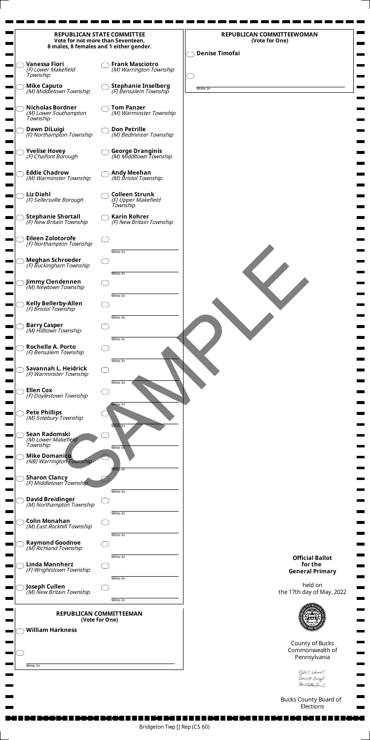## REPUBLICAN STATE COMMITTEE

Vote for not more than Seventeen, 8 males, 8 females and 1 either gender.

- ◯ **Vanessa Fiori** *(F) Lower Makefield Township*
- ◯ **Mike Caputo** *(M) Middletown Township*
- ◯ **Nicholas Bordner** *(M) Lower Southampton Township*
- ◯ **Dawn DiLuigi** *(F) Northampton Township*
- ◯ **Yvelise Hovey** *(F) Chalfont Borough*
- ◯ **Eddie Chadrow** *(M) Warminster Township*
- ◯ **Liz Diehl** *(F) Sellersville Borough*
- ◯ **Stephanie Shortall** *(F) New Britain Township*
- ◯ **Eileen Zolotorofe** *(F) Northampton Township*
- ◯ **Meghan Schroeder** *(F) Buckingham Township*
- ◯ **Jimmy Clendennen** *(M) Newtown Township*
- ◯ **Kelly Bellerby-Allen** *(F) Bristol Township*
- ◯ **Barry Casper** *(M) Hilltown Township*
- ◯ **Rochelle A. Porto** *(F) Bensalem Township*
- ◯ **Savannah L. Heidrick** *(F) Warminster Township*
- ◯ **Ellen Cox** *(F) Doylestown Township*
- ◯ **Pete Phillips** *(M) Solebury Township*
- ◯ **Sean Radomski** *(M) Lower Makefield Township*
- ◯ **Mike Domanico** *(NB) Warrington Township*
- ◯ **Sharon Clancy** *(F) Middletown Township*
- ◯ **David Breidinger** *(M) Northampton Township*
- ◯ **Colin Monahan** *(M) East Rockhill Township*
- ◯ **Raymond Goodnoe** *(M) Richland Township*
- ◯ **Linda Mannherz** *(F) Wrightstown Township*
- ◯ **Joseph Cullen** *(M) New Britain Township*
- ◯ **Frank Masciotro** *(M) Warrington Township*
- ◯ **Stephanie Inselberg** *(F) Bensalem Township*
- ◯ **Tom Panzer** *(M) Warminster Township*
- ◯ **Don Petrille** *(M) Bedminser Township*
- ◯ **George Dranginis** *(M) Midldtown Township*
- ◯ **Andy Meehan** *(M) Bristol Township*
- ◯ **Colleen Strunk** *(F) Upper Makefield Township*
- ◯ **Karin Rohrer** *(F) New Britain Township*
- ◯ Write-In
- ◯ Write-In
- ◯ Write-In
- ◯ Write-In
- ◯ Write-In
- ◯ Write-In
- ◯ Write-In
- ◯ Write-In
- ◯ Write-In
- ◯ Write-In
- ◯ Write-In
- ◯ Write-In
- ◯ Write-In
- ◯ Write-In
- ◯ Write-In
- ◯ Write-In
- ◯ Write-In

## REPUBLICAN COMMITTEEMAN

(Vote for One)

- ◯ **William Harkness**
- ◯ Write-In

## REPUBLICAN COMMITTEEWOMAN

(Vote for One)

- ◯ **Denise Timofai**
- ◯ Write-In

SAMPLE

**Official Ballot for the General Primary**

held on the 17th day of May, 2022

County of Bucks
Commonwealth of Pennsylvania

Bucks County Board of Elections

Bridgeton Twp [] Rep (CS 60)